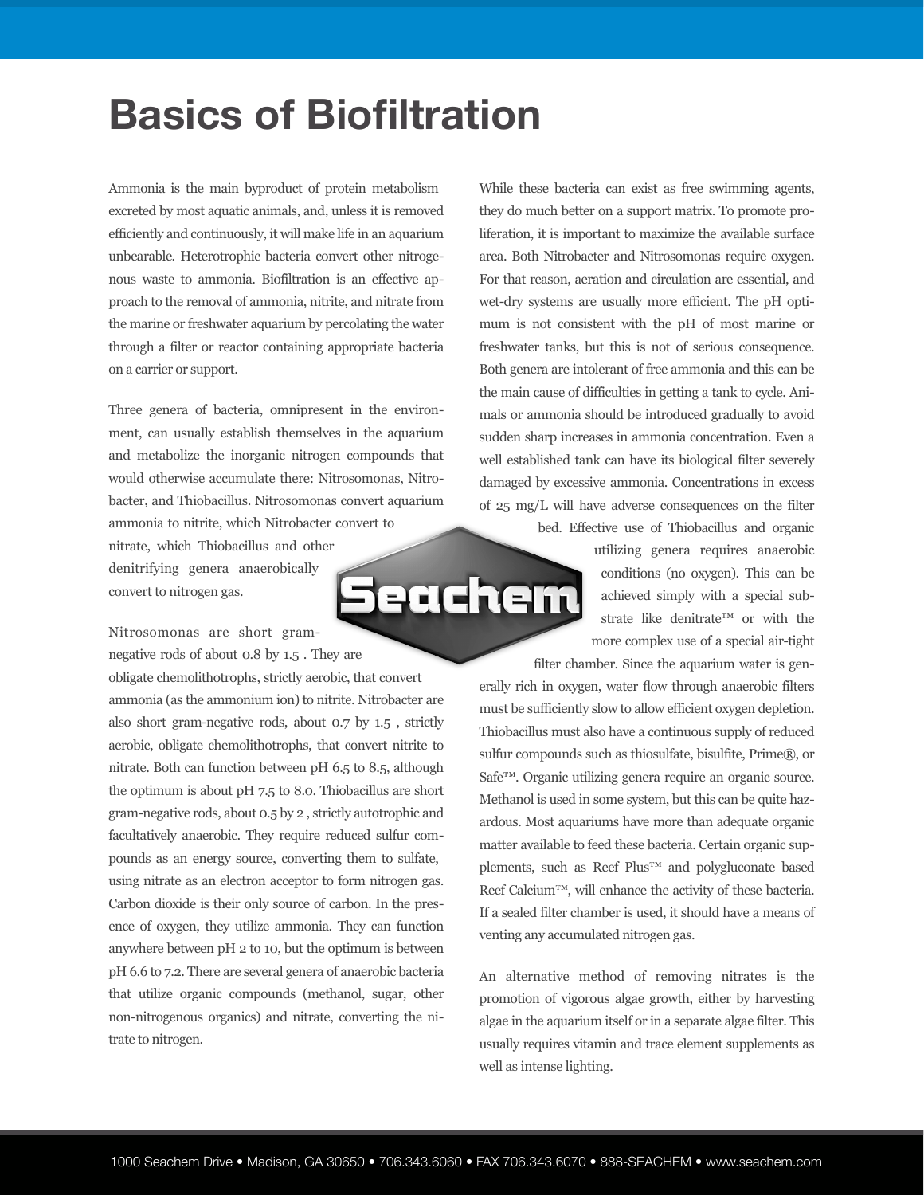# Basics of Biofiltration

Ammonia is the main byproduct of protein metabolism excreted by most aquatic animals, and, unless it is removed efficiently and continuously, it will make life in an aquarium unbearable. Heterotrophic bacteria convert other nitrogenous waste to ammonia. Biofiltration is an effective approach to the removal of ammonia, nitrite, and nitrate from the marine or freshwater aquarium by percolating the water through a filter or reactor containing appropriate bacteria on a carrier or support.

Three genera of bacteria, omnipresent in the environment, can usually establish themselves in the aquarium and metabolize the inorganic nitrogen compounds that would otherwise accumulate there: Nitrosomonas, Nitrobacter, and Thiobacillus. Nitrosomonas convert aquarium ammonia to nitrite, which Nitrobacter convert to nitrate, which Thiobacillus and other denitrifying genera anaerobically convert to nitrogen gas.

Nitrosomonas are short gram-negative rods of about 0.8 by 1.5 . They are obligate chemolithotrophs, strictly aerobic, that convert ammonia (as the ammonium ion) to nitrite. Nitrobacter are also short gram-negative rods, about 0.7 by 1.5 , strictly aerobic, obligate chemolithotrophs, that convert nitrite to nitrate. Both can function between pH 6.5 to 8.5, although the optimum is about pH 7.5 to 8.0. Thiobacillus are short gram-negative rods, about 0.5 by 2 , strictly autotrophic and facultatively anaerobic. They require reduced sulfur compounds as an energy source, converting them to sulfate, using nitrate as an electron acceptor to form nitrogen gas. Carbon dioxide is their only source of carbon. In the presence of oxygen, they utilize ammonia. They can function anywhere between pH 2 to 10, but the optimum is between pH 6.6 to 7.2. There are several genera of anaerobic bacteria that utilize organic compounds (methanol, sugar, other non-nitrogenous organics) and nitrate, converting the nitrate to nitrogen.

While these bacteria can exist as free swimming agents, they do much better on a support matrix. To promote proliferation, it is important to maximize the available surface area. Both Nitrobacter and Nitrosomonas require oxygen. For that reason, aeration and circulation are essential, and wet-dry systems are usually more efficient. The pH optimum is not consistent with the pH of most marine or freshwater tanks, but this is not of serious consequence. Both genera are intolerant of free ammonia and this can be the main cause of difficulties in getting a tank to cycle. Animals or ammonia should be introduced gradually to avoid sudden sharp increases in ammonia concentration. Even a well established tank can have its biological filter severely damaged by excessive ammonia. Concentrations in excess of 25 mg/L will have adverse consequences on the filter bed. Effective use of Thiobacillus and organic utilizing genera requires anaerobic conditions (no oxygen). This can be achieved simply with a special substrate like denitrate™ or with the more complex use of a special air-tight filter chamber. Since the aquarium water is generally rich in oxygen, water flow through anaerobic filters must be sufficiently slow to allow efficient oxygen depletion. Thiobacillus must also have a continuous supply of reduced sulfur compounds such as thiosulfate, bisulfite, Prime®, or Safe™. Organic utilizing genera require an organic source. Methanol is used in some system, but this can be quite hazardous. Most aquariums have more than adequate organic matter available to feed these bacteria. Certain organic supplements, such as Reef Plus™ and polygluconate based Reef Calcium™, will enhance the activity of these bacteria. If a sealed filter chamber is used, it should have a means of venting any accumulated nitrogen gas.

An alternative method of removing nitrates is the promotion of vigorous algae growth, either by harvesting algae in the aquarium itself or in a separate algae filter. This usually requires vitamin and trace element supplements as well as intense lighting.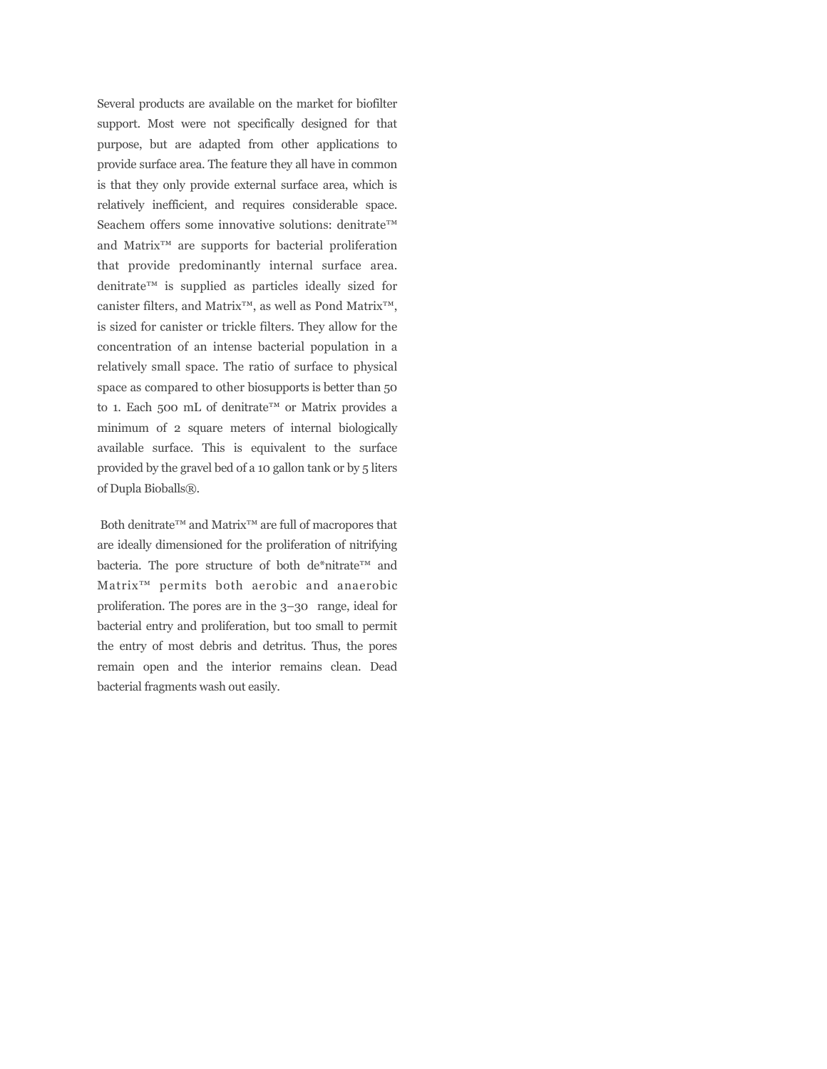Several products are available on the market for biofilter support. Most were not specifically designed for that purpose, but are adapted from other applications to provide surface area. The feature they all have in common is that they only provide external surface area, which is relatively inefficient, and requires considerable space. Seachem offers some innovative solutions: denitrate™ and Matrix™ are supports for bacterial proliferation that provide predominantly internal surface area. denitrate™ is supplied as particles ideally sized for canister filters, and Matrix™, as well as Pond Matrix™, is sized for canister or trickle filters. They allow for the concentration of an intense bacterial population in a relatively small space. The ratio of surface to physical space as compared to other biosupports is better than 50 to 1. Each 500 mL of denitrate™ or Matrix provides a minimum of 2 square meters of internal biologically available surface. This is equivalent to the surface provided by the gravel bed of a 10 gallon tank or by 5 liters of Dupla Bioballs®.

Both denitrate™ and Matrix™ are full of macropores that are ideally dimensioned for the proliferation of nitrifying bacteria. The pore structure of both de*nitrate™ and Matrix™ permits both aerobic and anaerobic proliferation. The pores are in the 3–30  range, ideal for bacterial entry and proliferation, but too small to permit the entry of most debris and detritus. Thus, the pores remain open and the interior remains clean. Dead bacterial fragments wash out easily.